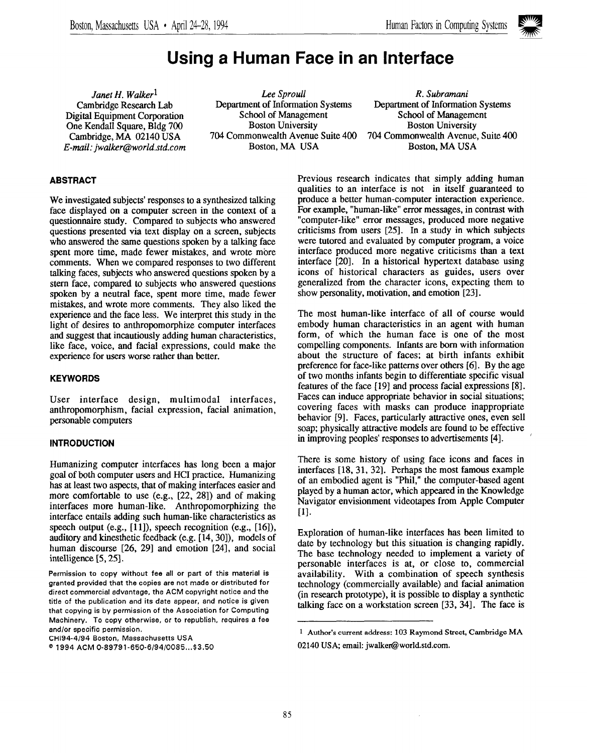# Using a Human Face in an Interface

*Janet H. Walker*[1]
Cambridge Research Lab
Digital Equipment Corporation
One Kendall Square, Bldg 700
Cambridge, MA 02140 USA
*E-mail: jwalker@world.std.com*

*Lee Sproull*
Department of Information Systems
School of Management
Boston University
704 Commonwealth Avenue Suite 400
Boston, MA USA

*R. Subramani*
Department of Information Systems
School of Management
Boston University
704 Commonwealth Avenue, Suite 400
Boston, MA USA

## ABSTRACT

We investigated subjects' responses to a synthesized talking face displayed on a computer screen in the context of a questionnaire study. Compared to subjects who answered questions presented via text display on a screen, subjects who answered the same questions spoken by a talking face spent more time, made fewer mistakes, and wrote more comments. When we compared responses to two different talking faces, subjects who answered questions spoken by a stern face, compared to subjects who answered questions spoken by a neutral face, spent more time, made fewer mistakes, and wrote more comments. They also liked the experience and the face less. We interpret this study in the light of desires to anthropomorphize computer interfaces and suggest that incautiously adding human characteristics, like face, voice, and facial expressions, could make the experience for users worse rather than better.

## KEYWORDS

User interface design, multimodal interfaces, anthropomorphism, facial expression, facial animation, personable computers

## INTRODUCTION

Humanizing computer interfaces has long been a major goal of both computer users and HCI practice. Humanizing has at least two aspects, that of making interfaces easier and more comfortable to use (e.g., [22, 28]) and of making interfaces more human-like. Anthropomorphizing the interface entails adding such human-like characteristics as speech output (e.g., [11]), speech recognition (e.g., [16]), auditory and kinesthetic feedback (e.g. [14, 30]), models of human discourse [26, 29] and emotion [24], and social intelligence [5, 25].

Permission to copy without fee all or part of this material is granted provided that the copies are not made or distributed for direct commercial advantage, the ACM copyright notice and the title of the publication and its date appear, and notice is given that copying is by permission of the Association for Computing Machinery. To copy otherwise, or to republish, requires a fee and/or specific permission.
CHI94-4/94 Boston, Massachusetts USA
© 1994 ACM 0-89791-650-6/94/0085...$3.50

Previous research indicates that simply adding human qualities to an interface is not in itself guaranteed to produce a better human-computer interaction experience. For example, "human-like" error messages, in contrast with "computer-like" error messages, produced more negative criticisms from users [25]. In a study in which subjects were tutored and evaluated by computer program, a voice interface produced more negative criticisms than a text interface [20]. In a historical hypertext database using icons of historical characters as guides, users over generalized from the character icons, expecting them to show personality, motivation, and emotion [23].

The most human-like interface of all of course would embody human characteristics in an agent with human form, of which the human face is one of the most compelling components. Infants are born with information about the structure of faces; at birth infants exhibit preference for face-like patterns over others [6]. By the age of two months infants begin to differentiate specific visual features of the face [19] and process facial expressions [8]. Faces can induce appropriate behavior in social situations; covering faces with masks can produce inappropriate behavior [9]. Faces, particularly attractive ones, even sell soap; physically attractive models are found to be effective in improving peoples' responses to advertisements [4].

There is some history of using face icons and faces in interfaces [18, 31, 32]. Perhaps the most famous example of an embodied agent is "Phil," the computer-based agent played by a human actor, which appeared in the Knowledge Navigator envisionment videotapes from Apple Computer [1].

Exploration of human-like interfaces has been limited to date by technology but this situation is changing rapidly. The base technology needed to implement a variety of personable interfaces is at, or close to, commercial availability. With a combination of speech synthesis technology (commercially available) and facial animation (in research prototype), it is possible to display a synthetic talking face on a workstation screen [33, 34]. The face is

[1] Author's current address: 103 Raymond Street, Cambridge MA 02140 USA; email: jwalker@world.std.com.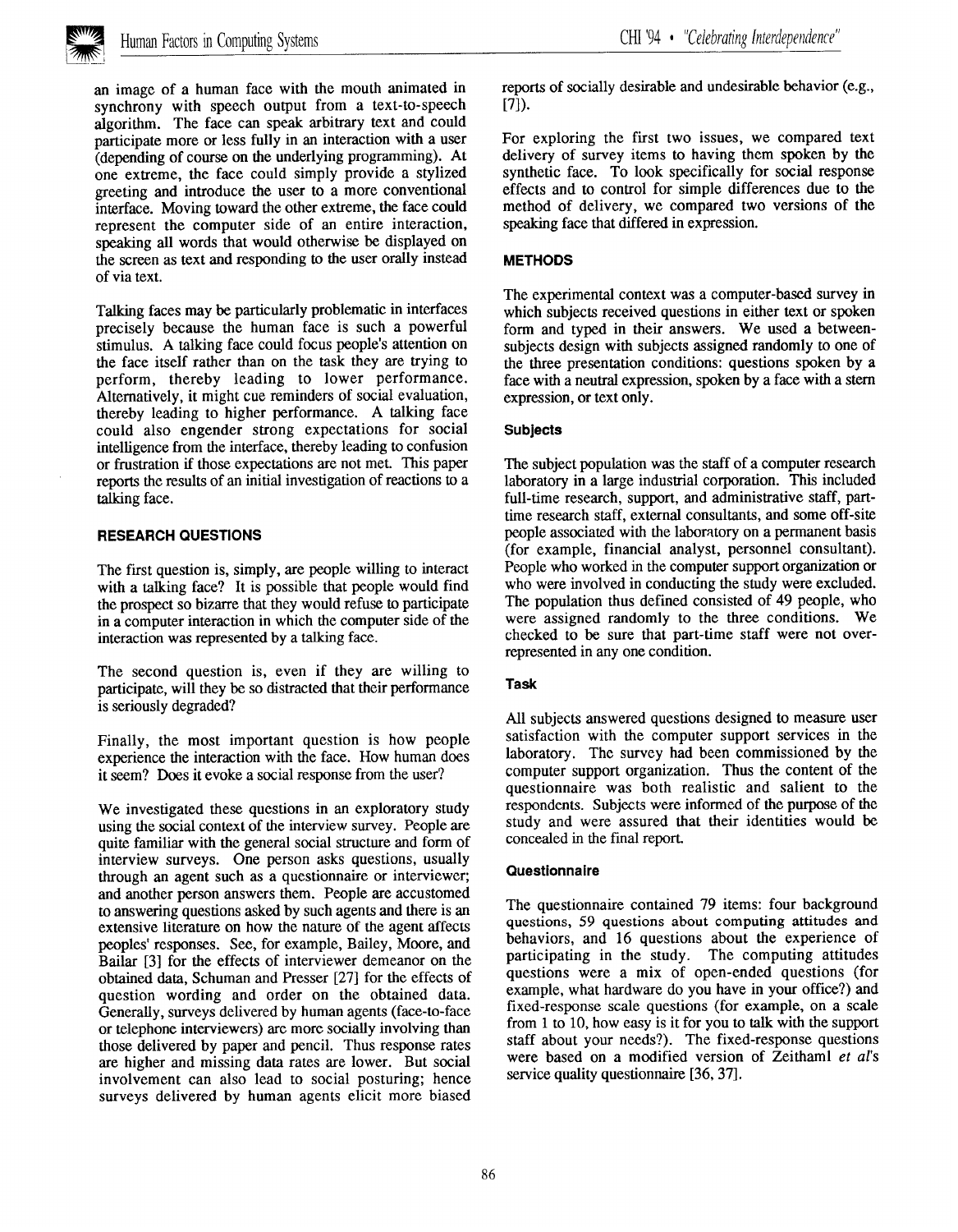an image of a human face with the mouth animated in synchrony with speech output from a text-to-speech algorithm. The face can speak arbitrary text and could participate more or less fully in an interaction with a user (depending of course on the underlying programming). At one extreme, the face could simply provide a stylized greeting and introduce the user to a more conventional interface. Moving toward the other extreme, the face could represent the computer side of an entire interaction, speaking all words that would otherwise be displayed on the screen as text and responding to the user orally instead of via text.

Talking faces may be particularly problematic in interfaces precisely because the human face is such a powerful stimulus. A talking face could focus people's attention on the face itself rather than on the task they are trying to perform, thereby leading to lower performance. Alternatively, it might cue reminders of social evaluation, thereby leading to higher performance. A talking face could also engender strong expectations for social intelligence from the interface, thereby leading to confusion or frustration if those expectations are not met. This paper reports the results of an initial investigation of reactions to a talking face.

## RESEARCH QUESTIONS

The first question is, simply, are people willing to interact with a talking face? It is possible that people would find the prospect so bizarre that they would refuse to participate in a computer interaction in which the computer side of the interaction was represented by a talking face.

The second question is, even if they are willing to participate, will they be so distracted that their performance is seriously degraded?

Finally, the most important question is how people experience the interaction with the face. How human does it seem? Does it evoke a social response from the user?

We investigated these questions in an exploratory study using the social context of the interview survey. People are quite familiar with the general social structure and form of interview surveys. One person asks questions, usually through an agent such as a questionnaire or interviewer; and another person answers them. People are accustomed to answering questions asked by such agents and there is an extensive literature on how the nature of the agent affects peoples' responses. See, for example, Bailey, Moore, and Bailar [3] for the effects of interviewer demeanor on the obtained data, Schuman and Presser [27] for the effects of question wording and order on the obtained data. Generally, surveys delivered by human agents (face-to-face or telephone interviewers) are more socially involving than those delivered by paper and pencil. Thus response rates are higher and missing data rates are lower. But social involvement can also lead to social posturing; hence surveys delivered by human agents elicit more biased reports of socially desirable and undesirable behavior (e.g., [7]).

For exploring the first two issues, we compared text delivery of survey items to having them spoken by the synthetic face. To look specifically for social response effects and to control for simple differences due to the method of delivery, we compared two versions of the speaking face that differed in expression.

## METHODS

The experimental context was a computer-based survey in which subjects received questions in either text or spoken form and typed in their answers. We used a between-subjects design with subjects assigned randomly to one of the three presentation conditions: questions spoken by a face with a neutral expression, spoken by a face with a stern expression, or text only.

### Subjects

The subject population was the staff of a computer research laboratory in a large industrial corporation. This included full-time research, support, and administrative staff, part-time research staff, external consultants, and some off-site people associated with the laboratory on a permanent basis (for example, financial analyst, personnel consultant). People who worked in the computer support organization or who were involved in conducting the study were excluded. The population thus defined consisted of 49 people, who were assigned randomly to the three conditions. We checked to be sure that part-time staff were not over-represented in any one condition.

### Task

All subjects answered questions designed to measure user satisfaction with the computer support services in the laboratory. The survey had been commissioned by the computer support organization. Thus the content of the questionnaire was both realistic and salient to the respondents. Subjects were informed of the purpose of the study and were assured that their identities would be concealed in the final report.

### Questionnaire

The questionnaire contained 79 items: four background questions, 59 questions about computing attitudes and behaviors, and 16 questions about the experience of participating in the study. The computing attitudes questions were a mix of open-ended questions (for example, what hardware do you have in your office?) and fixed-response scale questions (for example, on a scale from 1 to 10, how easy is it for you to talk with the support staff about your needs?). The fixed-response questions were based on a modified version of Zeithaml *et al*'s service quality questionnaire [36, 37].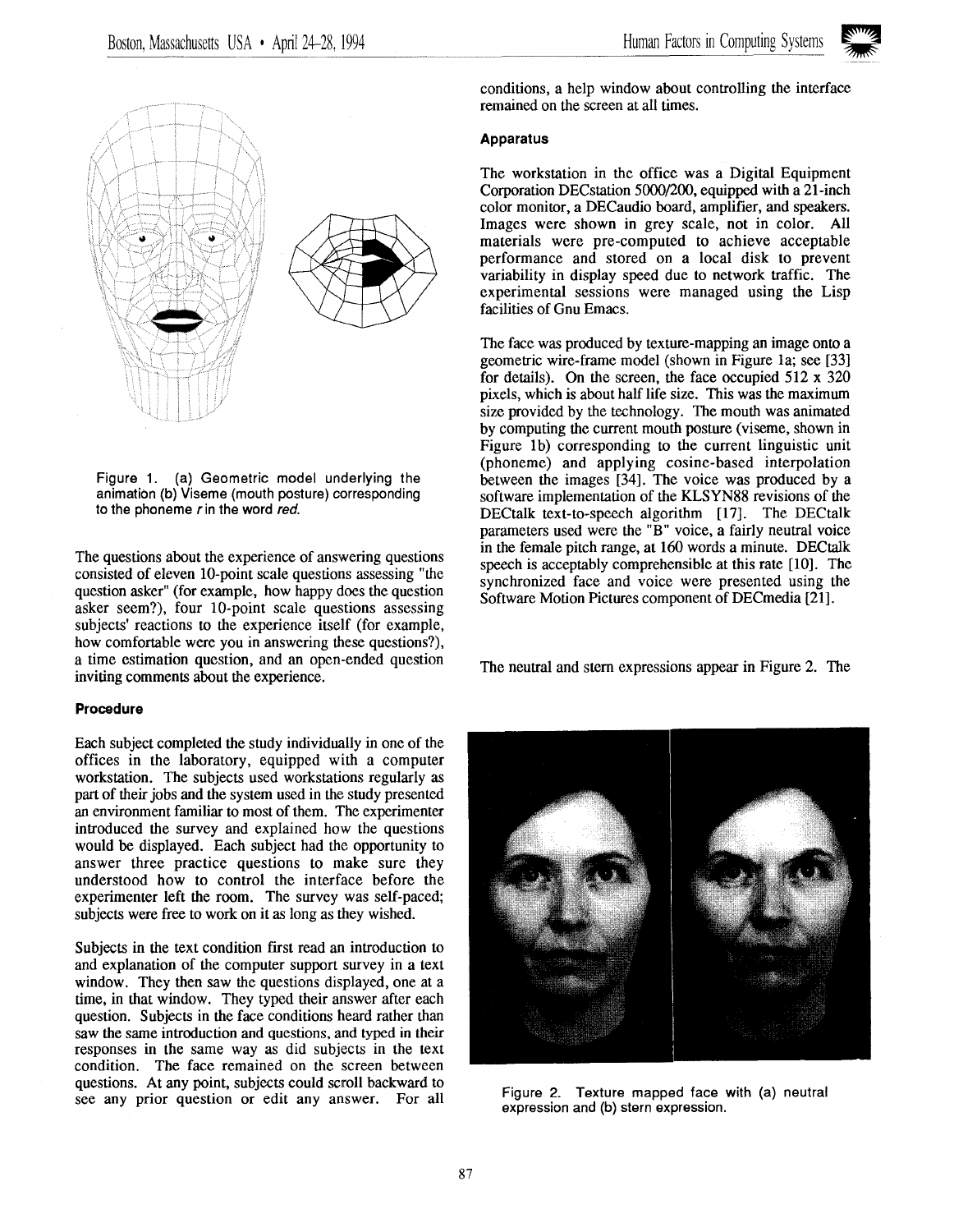Figure 1. (a) Geometric model underlying the animation (b) Viseme (mouth posture) corresponding to the phoneme *r* in the word *red*.

The questions about the experience of answering questions consisted of eleven 10-point scale questions assessing "the question asker" (for example, how happy does the question asker seem?), four 10-point scale questions assessing subjects' reactions to the experience itself (for example, how comfortable were you in answering these questions?), a time estimation question, and an open-ended question inviting comments about the experience.

### Procedure

Each subject completed the study individually in one of the offices in the laboratory, equipped with a computer workstation. The subjects used workstations regularly as part of their jobs and the system used in the study presented an environment familiar to most of them. The experimenter introduced the survey and explained how the questions would be displayed. Each subject had the opportunity to answer three practice questions to make sure they understood how to control the interface before the experimenter left the room. The survey was self-paced; subjects were free to work on it as long as they wished.

Subjects in the text condition first read an introduction to and explanation of the computer support survey in a text window. They then saw the questions displayed, one at a time, in that window. They typed their answer after each question. Subjects in the face conditions heard rather than saw the same introduction and questions, and typed in their responses in the same way as did subjects in the text condition. The face remained on the screen between questions. At any point, subjects could scroll backward to see any prior question or edit any answer. For all conditions, a help window about controlling the interface remained on the screen at all times.

### Apparatus

The workstation in the office was a Digital Equipment Corporation DECstation 5000/200, equipped with a 21-inch color monitor, a DECaudio board, amplifier, and speakers. Images were shown in grey scale, not in color. All materials were pre-computed to achieve acceptable performance and stored on a local disk to prevent variability in display speed due to network traffic. The experimental sessions were managed using the Lisp facilities of Gnu Emacs.

The face was produced by texture-mapping an image onto a geometric wire-frame model (shown in Figure 1a; see [33] for details). On the screen, the face occupied 512 x 320 pixels, which is about half life size. This was the maximum size provided by the technology. The mouth was animated by computing the current mouth posture (viseme, shown in Figure 1b) corresponding to the current linguistic unit (phoneme) and applying cosine-based interpolation between the images [34]. The voice was produced by a software implementation of the KLSYN88 revisions of the DECtalk text-to-speech algorithm [17]. The DECtalk parameters used were the "B" voice, a fairly neutral voice in the female pitch range, at 160 words a minute. DECtalk speech is acceptably comprehensible at this rate [10]. The synchronized face and voice were presented using the Software Motion Pictures component of DECmedia [21].

The neutral and stern expressions appear in Figure 2. The

Figure 2. Texture mapped face with (a) neutral expression and (b) stern expression.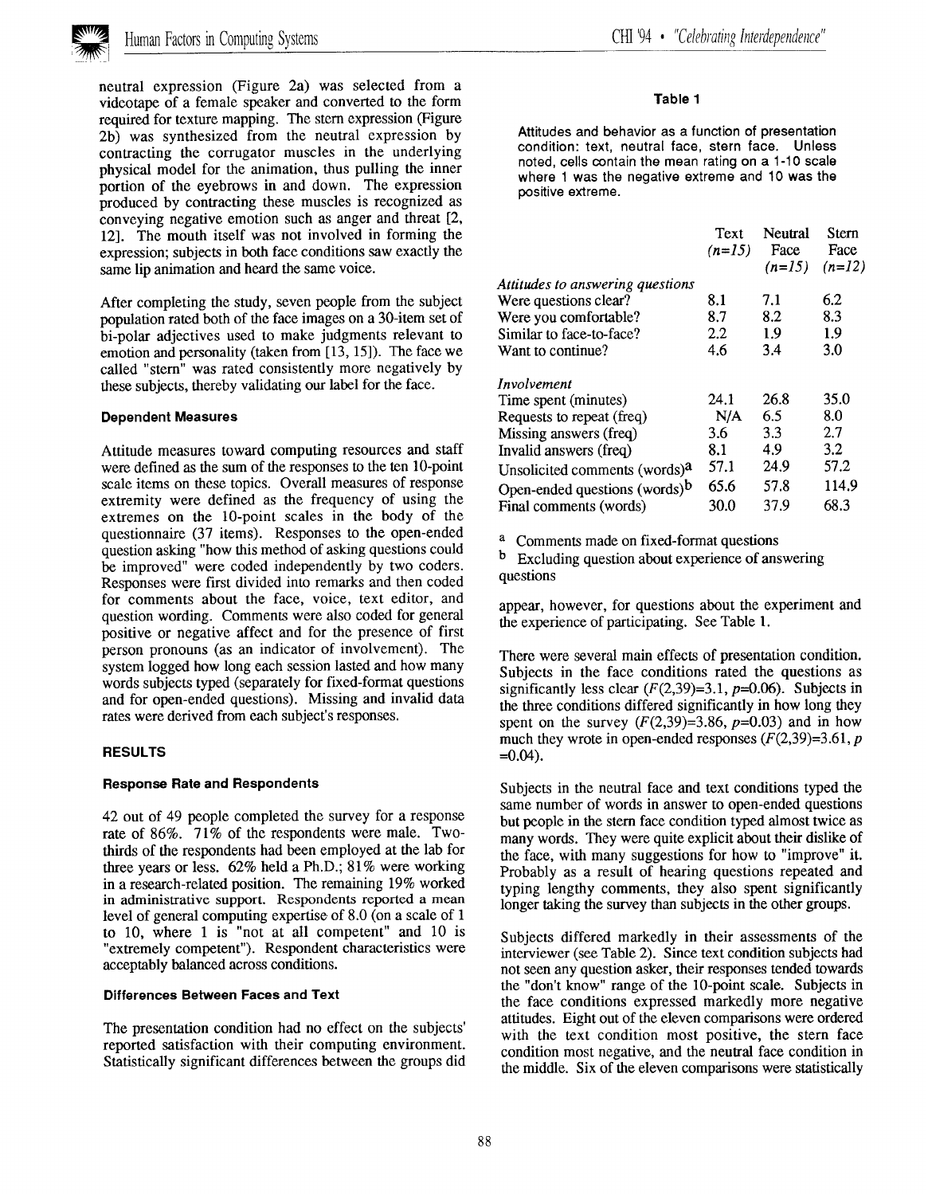neutral expression (Figure 2a) was selected from a videotape of a female speaker and converted to the form required for texture mapping. The stern expression (Figure 2b) was synthesized from the neutral expression by contracting the corrugator muscles in the underlying physical model for the animation, thus pulling the inner portion of the eyebrows in and down. The expression produced by contracting these muscles is recognized as conveying negative emotion such as anger and threat [2, 12]. The mouth itself was not involved in forming the expression; subjects in both face conditions saw exactly the same lip animation and heard the same voice.

After completing the study, seven people from the subject population rated both of the face images on a 30-item set of bi-polar adjectives used to make judgments relevant to emotion and personality (taken from [13, 15]). The face we called "stern" was rated consistently more negatively by these subjects, thereby validating our label for the face.

### Dependent Measures

Attitude measures toward computing resources and staff were defined as the sum of the responses to the ten 10-point scale items on these topics. Overall measures of response extremity were defined as the frequency of using the extremes on the 10-point scales in the body of the questionnaire (37 items). Responses to the open-ended question asking "how this method of asking questions could be improved" were coded independently by two coders. Responses were first divided into remarks and then coded for comments about the face, voice, text editor, and question wording. Comments were also coded for general positive or negative affect and for the presence of first person pronouns (as an indicator of involvement). The system logged how long each session lasted and how many words subjects typed (separately for fixed-format questions and for open-ended questions). Missing and invalid data rates were derived from each subject's responses.

## RESULTS

### Response Rate and Respondents

42 out of 49 people completed the survey for a response rate of 86%. 71% of the respondents were male. Two-thirds of the respondents had been employed at the lab for three years or less. 62% held a Ph.D.; 81% were working in a research-related position. The remaining 19% worked in administrative support. Respondents reported a mean level of general computing expertise of 8.0 (on a scale of 1 to 10, where 1 is "not at all competent" and 10 is "extremely competent"). Respondent characteristics were acceptably balanced across conditions.

### Differences Between Faces and Text

The presentation condition had no effect on the subjects' reported satisfaction with their computing environment. Statistically significant differences between the groups did appear, however, for questions about the experiment and the experience of participating. See Table 1.

**Table 1**

Attitudes and behavior as a function of presentation condition: text, neutral face, stern face. Unless noted, cells contain the mean rating on a 1-10 scale where 1 was the negative extreme and 10 was the positive extreme.

| | Text (*n=15*) | Neutral Face (*n=15*) | Stern Face (*n=12*) |
|---|---|---|---|
| *Attitudes to answering questions* | | | |
| Were questions clear? | 8.1 | 7.1 | 6.2 |
| Were you comfortable? | 8.7 | 8.2 | 8.3 |
| Similar to face-to-face? | 2.2 | 1.9 | 1.9 |
| Want to continue? | 4.6 | 3.4 | 3.0 |
| *Involvement* | | | |
| Time spent (minutes) | 24.1 | 26.8 | 35.0 |
| Requests to repeat (freq) | N/A | 6.5 | 8.0 |
| Missing answers (freq) | 3.6 | 3.3 | 2.7 |
| Invalid answers (freq) | 8.1 | 4.9 | 3.2 |
| Unsolicited comments (words)[a] | 57.1 | 24.9 | 57.2 |
| Open-ended questions (words)[b] | 65.6 | 57.8 | 114.9 |
| Final comments (words) | 30.0 | 37.9 | 68.3 |

[a] Comments made on fixed-format questions
[b] Excluding question about experience of answering questions

There were several main effects of presentation condition. Subjects in the face conditions rated the questions as significantly less clear ($F(2,39)=3.1$, $p=0.06$). Subjects in the three conditions differed significantly in how long they spent on the survey ($F(2,39)=3.86$, $p=0.03$) and in how much they wrote in open-ended responses ($F(2,39)=3.61$, $p=0.04$).

Subjects in the neutral face and text conditions typed the same number of words in answer to open-ended questions but people in the stern face condition typed almost twice as many words. They were quite explicit about their dislike of the face, with many suggestions for how to "improve" it. Probably as a result of hearing questions repeated and typing lengthy comments, they also spent significantly longer taking the survey than subjects in the other groups.

Subjects differed markedly in their assessments of the interviewer (see Table 2). Since text condition subjects had not seen any question asker, their responses tended towards the "don't know" range of the 10-point scale. Subjects in the face conditions expressed markedly more negative attitudes. Eight out of the eleven comparisons were ordered with the text condition most positive, the stern face condition most negative, and the neutral face condition in the middle. Six of the eleven comparisons were statistically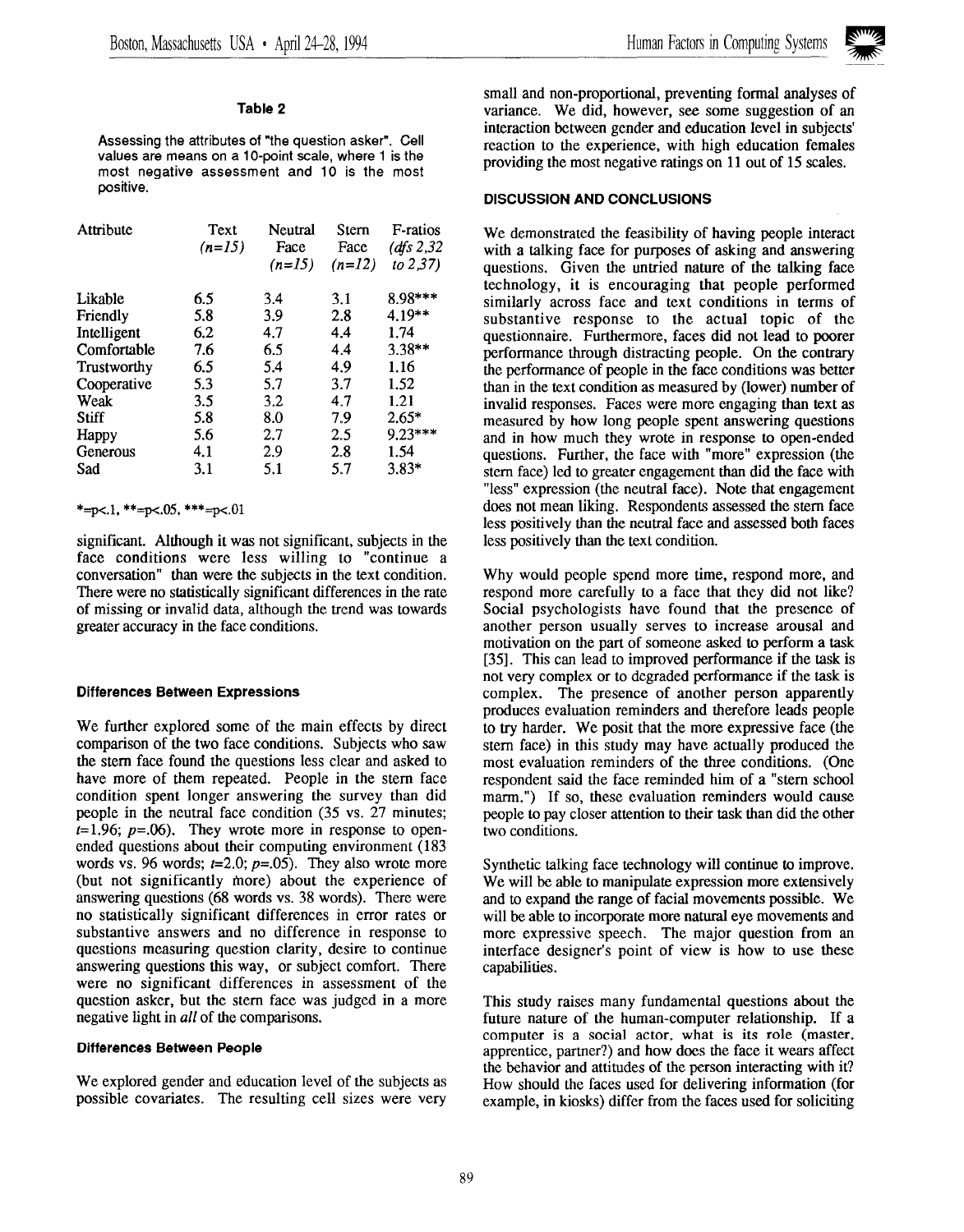**Table 2**

Assessing the attributes of "the question asker". Cell values are means on a 10-point scale, where 1 is the most negative assessment and 10 is the most positive.

| Attribute | Text ($n=15$) | Neutral Face ($n=15$) | Stern Face ($n=12$) | F-ratios ($dfs$ 2,32 to 2,37) |
|---|---|---|---|---|
| Likable | 6.5 | 3.4 | 3.1 | 8.98*** |
| Friendly | 5.8 | 3.9 | 2.8 | 4.19** |
| Intelligent | 6.2 | 4.7 | 4.4 | 1.74 |
| Comfortable | 7.6 | 6.5 | 4.4 | 3.38** |
| Trustworthy | 6.5 | 5.4 | 4.9 | 1.16 |
| Cooperative | 5.3 | 5.7 | 3.7 | 1.52 |
| Weak | 3.5 | 3.2 | 4.7 | 1.21 |
| Stiff | 5.8 | 8.0 | 7.9 | 2.65* |
| Happy | 5.6 | 2.7 | 2.5 | 9.23*** |
| Generous | 4.1 | 2.9 | 2.8 | 1.54 |
| Sad | 3.1 | 5.1 | 5.7 | 3.83* |

*=p<.1, **=p<.05, ***=p<.01

significant. Although it was not significant, subjects in the face conditions were less willing to "continue a conversation" than were the subjects in the text condition. There were no statistically significant differences in the rate of missing or invalid data, although the trend was towards greater accuracy in the face conditions.

### Differences Between Expressions

We further explored some of the main effects by direct comparison of the two face conditions. Subjects who saw the stern face found the questions less clear and asked to have more of them repeated. People in the stern face condition spent longer answering the survey than did people in the neutral face condition (35 vs. 27 minutes; $t=1.96$; $p=.06$). They wrote more in response to open-ended questions about their computing environment (183 words vs. 96 words; $t=2.0$; $p=.05$). They also wrote more (but not significantly more) about the experience of answering questions (68 words vs. 38 words). There were no statistically significant differences in error rates or substantive answers and no difference in response to questions measuring question clarity, desire to continue answering questions this way, or subject comfort. There were no significant differences in assessment of the question asker, but the stern face was judged in a more negative light in *all* of the comparisons.

### Differences Between People

We explored gender and education level of the subjects as possible covariates. The resulting cell sizes were very small and non-proportional, preventing formal analyses of variance. We did, however, see some suggestion of an interaction between gender and education level in subjects' reaction to the experience, with high education females providing the most negative ratings on 11 out of 15 scales.

## DISCUSSION AND CONCLUSIONS

We demonstrated the feasibility of having people interact with a talking face for purposes of asking and answering questions. Given the untried nature of the talking face technology, it is encouraging that people performed similarly across face and text conditions in terms of substantive response to the actual topic of the questionnaire. Furthermore, faces did not lead to poorer performance through distracting people. On the contrary the performance of people in the face conditions was better than in the text condition as measured by (lower) number of invalid responses. Faces were more engaging than text as measured by how long people spent answering questions and in how much they wrote in response to open-ended questions. Further, the face with "more" expression (the stern face) led to greater engagement than did the face with "less" expression (the neutral face). Note that engagement does not mean liking. Respondents assessed the stern face less positively than the neutral face and assessed both faces less positively than the text condition.

Why would people spend more time, respond more, and respond more carefully to a face that they did not like? Social psychologists have found that the presence of another person usually serves to increase arousal and motivation on the part of someone asked to perform a task [35]. This can lead to improved performance if the task is not very complex or to degraded performance if the task is complex. The presence of another person apparently produces evaluation reminders and therefore leads people to try harder. We posit that the more expressive face (the stern face) in this study may have actually produced the most evaluation reminders of the three conditions. (One respondent said the face reminded him of a "stern school marm.") If so, these evaluation reminders would cause people to pay closer attention to their task than did the other two conditions.

Synthetic talking face technology will continue to improve. We will be able to manipulate expression more extensively and to expand the range of facial movements possible. We will be able to incorporate more natural eye movements and more expressive speech. The major question from an interface designer's point of view is how to use these capabilities.

This study raises many fundamental questions about the future nature of the human-computer relationship. If a computer is a social actor, what is its role (master, apprentice, partner?) and how does the face it wears affect the behavior and attitudes of the person interacting with it? How should the faces used for delivering information (for example, in kiosks) differ from the faces used for soliciting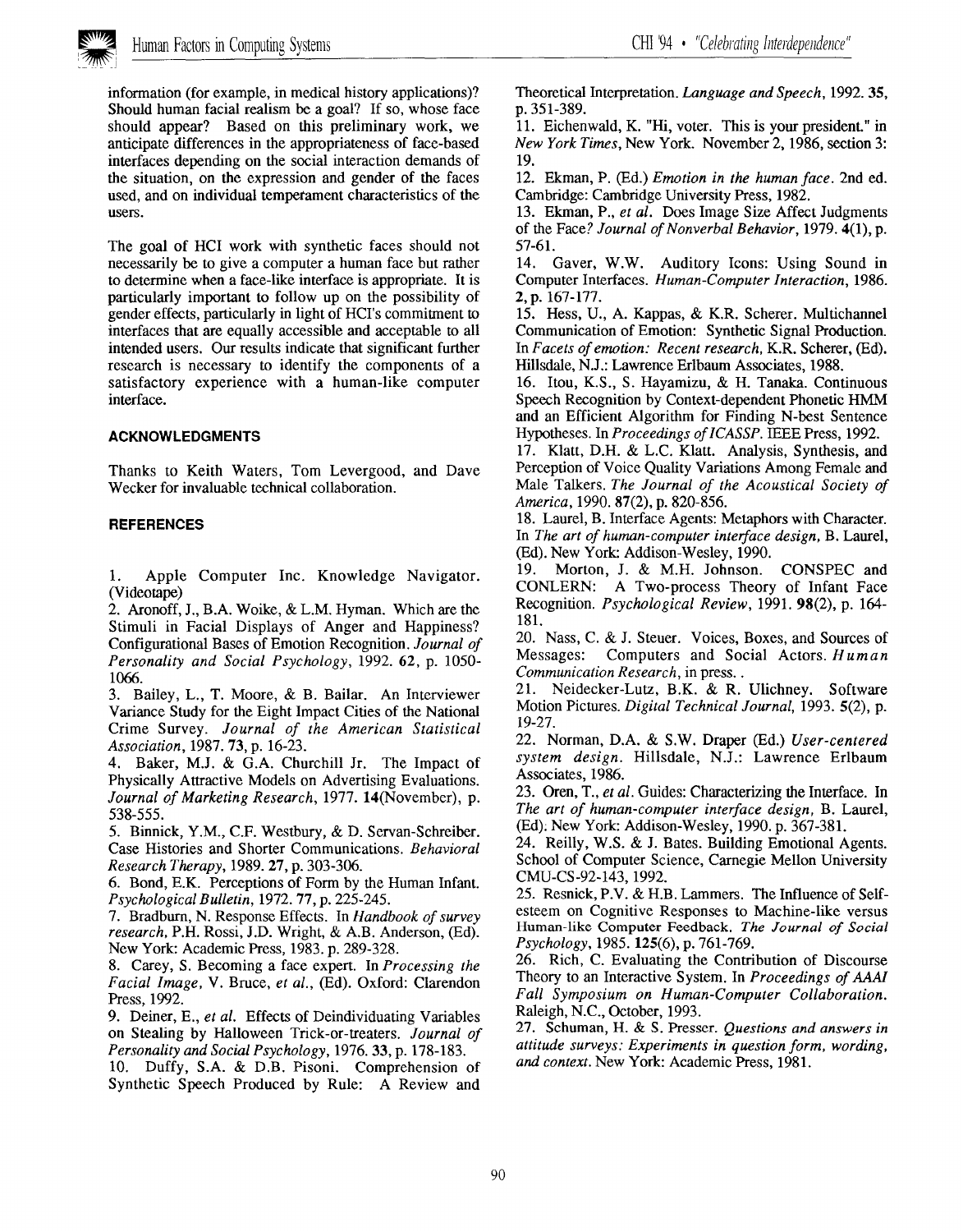information (for example, in medical history applications)? Should human facial realism be a goal? If so, whose face should appear? Based on this preliminary work, we anticipate differences in the appropriateness of face-based interfaces depending on the social interaction demands of the situation, on the expression and gender of the faces used, and on individual temperament characteristics of the users.

The goal of HCI work with synthetic faces should not necessarily be to give a computer a human face but rather to determine when a face-like interface is appropriate. It is particularly important to follow up on the possibility of gender effects, particularly in light of HCI's commitment to interfaces that are equally accessible and acceptable to all intended users. Our results indicate that significant further research is necessary to identify the components of a satisfactory experience with a human-like computer interface.

## ACKNOWLEDGMENTS

Thanks to Keith Waters, Tom Levergood, and Dave Wecker for invaluable technical collaboration.

## REFERENCES

1. Apple Computer Inc. Knowledge Navigator. (Videotape)
2. Aronoff, J., B.A. Woike, & L.M. Hyman. Which are the Stimuli in Facial Displays of Anger and Happiness? Configurational Bases of Emotion Recognition. *Journal of Personality and Social Psychology*, 1992. **62**, p. 1050-1066.
3. Bailey, L., T. Moore, & B. Bailar. An Interviewer Variance Study for the Eight Impact Cities of the National Crime Survey. *Journal of the American Statistical Association*, 1987. **73**, p. 16-23.
4. Baker, M.J. & G.A. Churchill Jr. The Impact of Physically Attractive Models on Advertising Evaluations. *Journal of Marketing Research*, 1977. **14**(November), p. 538-555.
5. Binnick, Y.M., C.F. Westbury, & D. Servan-Schreiber. Case Histories and Shorter Communications. *Behavioral Research Therapy*, 1989. **27**, p. 303-306.
6. Bond, E.K. Perceptions of Form by the Human Infant. *Psychological Bulletin*, 1972. **77**, p. 225-245.
7. Bradburn, N. Response Effects. In *Handbook of survey research*, P.H. Rossi, J.D. Wright, & A.B. Anderson, (Ed). New York: Academic Press, 1983. p. 289-328.
8. Carey, S. Becoming a face expert. In *Processing the Facial Image*, V. Bruce, *et al.*, (Ed). Oxford: Clarendon Press, 1992.
9. Deiner, E., *et al.* Effects of Deindividuating Variables on Stealing by Halloween Trick-or-treaters. *Journal of Personality and Social Psychology*, 1976. **33**, p. 178-183.
10. Duffy, S.A. & D.B. Pisoni. Comprehension of Synthetic Speech Produced by Rule: A Review and Theoretical Interpretation. *Language and Speech*, 1992. **35**, p. 351-389.
11. Eichenwald, K. "Hi, voter. This is your president." in *New York Times*, New York. November 2, 1986, section 3: 19.
12. Ekman, P. (Ed.) *Emotion in the human face*. 2nd ed. Cambridge: Cambridge University Press, 1982.
13. Ekman, P., *et al.* Does Image Size Affect Judgments of the Face? *Journal of Nonverbal Behavior*, 1979. **4**(1), p. 57-61.
14. Gaver, W.W. Auditory Icons: Using Sound in Computer Interfaces. *Human-Computer Interaction*, 1986. **2**, p. 167-177.
15. Hess, U., A. Kappas, & K.R. Scherer. Multichannel Communication of Emotion: Synthetic Signal Production. In *Facets of emotion: Recent research*, K.R. Scherer, (Ed). Hillsdale, N.J.: Lawrence Erlbaum Associates, 1988.
16. Itou, K.S., S. Hayamizu, & H. Tanaka. Continuous Speech Recognition by Context-dependent Phonetic HMM and an Efficient Algorithm for Finding N-best Sentence Hypotheses. In *Proceedings of ICASSP*. IEEE Press, 1992.
17. Klatt, D.H. & L.C. Klatt. Analysis, Synthesis, and Perception of Voice Quality Variations Among Female and Male Talkers. *The Journal of the Acoustical Society of America*, 1990. **87**(2), p. 820-856.
18. Laurel, B. Interface Agents: Metaphors with Character. In *The art of human-computer interface design*, B. Laurel, (Ed). New York: Addison-Wesley, 1990.
19. Morton, J. & M.H. Johnson. CONSPEC and CONLERN: A Two-process Theory of Infant Face Recognition. *Psychological Review*, 1991. **98**(2), p. 164-181.
20. Nass, C. & J. Steuer. Voices, Boxes, and Sources of Messages: Computers and Social Actors. *Human Communication Research*, in press. .
21. Neidecker-Lutz, B.K. & R. Ulichney. Software Motion Pictures. *Digital Technical Journal*, 1993. **5**(2), p. 19-27.
22. Norman, D.A. & S.W. Draper (Ed.) *User-centered system design*. Hillsdale, N.J.: Lawrence Erlbaum Associates, 1986.
23. Oren, T., *et al.* Guides: Characterizing the Interface. In *The art of human-computer interface design*, B. Laurel, (Ed). New York: Addison-Wesley, 1990. p. 367-381.
24. Reilly, W.S. & J. Bates. Building Emotional Agents. School of Computer Science, Carnegie Mellon University CMU-CS-92-143, 1992.
25. Resnick, P.V. & H.B. Lammers. The Influence of Self-esteem on Cognitive Responses to Machine-like versus Human-like Computer Feedback. *The Journal of Social Psychology*, 1985. **125**(6), p. 761-769.
26. Rich, C. Evaluating the Contribution of Discourse Theory to an Interactive System. In *Proceedings of AAAI Fall Symposium on Human-Computer Collaboration*. Raleigh, N.C., October, 1993.
27. Schuman, H. & S. Presser. *Questions and answers in attitude surveys: Experiments in question form, wording, and context*. New York: Academic Press, 1981.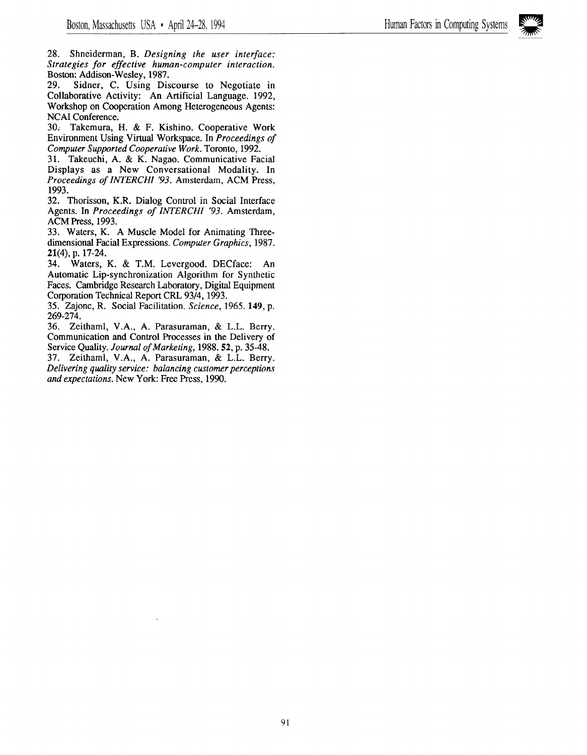28. Shneiderman, B. *Designing the user interface: Strategies for effective human-computer interaction.* Boston: Addison-Wesley, 1987.

29. Sidner, C. Using Discourse to Negotiate in Collaborative Activity: An Artificial Language. 1992, Workshop on Cooperation Among Heterogeneous Agents: NCAI Conference.

30. Takemura, H. & F. Kishino. Cooperative Work Environment Using Virtual Workspace. In *Proceedings of Computer Supported Cooperative Work.* Toronto, 1992.

31. Takeuchi, A. & K. Nagao. Communicative Facial Displays as a New Conversational Modality. In *Proceedings of INTERCHI '93.* Amsterdam, ACM Press, 1993.

32. Thorisson, K.R. Dialog Control in Social Interface Agents. In *Proceedings of INTERCHI '93.* Amsterdam, ACM Press, 1993.

33. Waters, K. A Muscle Model for Animating Three-dimensional Facial Expressions. *Computer Graphics*, 1987. **21**(4), p. 17-24.

34. Waters, K. & T.M. Levergood. DECface: An Automatic Lip-synchronization Algorithm for Synthetic Faces. Cambridge Research Laboratory, Digital Equipment Corporation Technical Report CRL 93/4, 1993.

35. Zajonc, R. Social Facilitation. *Science*, 1965. **149**, p. 269-274.

36. Zeithaml, V.A., A. Parasuraman, & L.L. Berry. Communication and Control Processes in the Delivery of Service Quality. *Journal of Marketing*, 1988. **52**, p. 35-48.

37. Zeithaml, V.A., A. Parasuraman, & L.L. Berry. *Delivering quality service: balancing customer perceptions and expectations.* New York: Free Press, 1990.